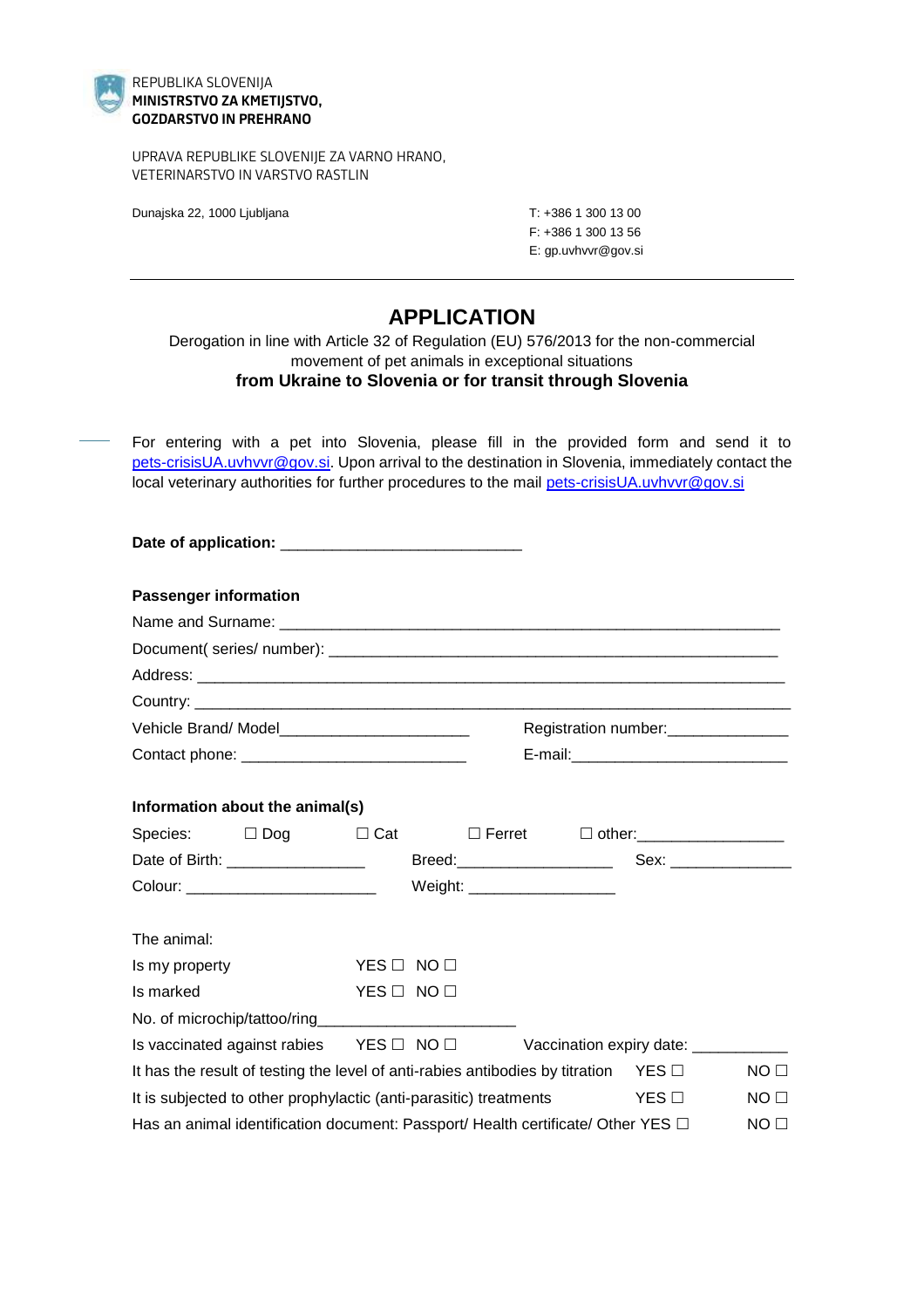REPUBLIKA SLOVENIJA
**MINISTRSTVO ZA KMETIJSTVO, GOZDARSTVO IN PREHRANO**

UPRAVA REPUBLIKE SLOVENIJE ZA VARNO HRANO, VETERINARSTVO IN VARSTVO RASTLIN

Dunajska 22, 1000 Ljubljana

T: +386 1 300 13 00
F: +386 1 300 13 56
E: gp.uvhvvr@gov.si

---

# APPLICATION

Derogation in line with Article 32 of Regulation (EU) 576/2013 for the non-commercial movement of pet animals in exceptional situations
**from Ukraine to Slovenia or for transit through Slovenia**

For entering with a pet into Slovenia, please fill in the provided form and send it to pets-crisisUA.uvhvvr@gov.si. Upon arrival to the destination in Slovenia, immediately contact the local veterinary authorities for further procedures to the mail pets-crisisUA.uvhvvr@gov.si

**Date of application:** ___________________________

**Passenger information**

Name and Surname: ___________________________________________________________

Document( series/ number): ____________________________________________________

Address: ___________________________________________________________________

Country: ___________________________________________________________________

Vehicle Brand/ Model______________________ Registration number:______________

Contact phone: __________________________ E-mail:_________________________

**Information about the animal(s)**

Species: ☐ Dog ☐ Cat ☐ Ferret ☐ other:_________________

Date of Birth: ________________ Breed:__________________ Sex: ______________

Colour: ______________________ Weight: _________________

The animal:

Is my property YES ☐ NO ☐

Is marked YES ☐ NO ☐

No. of microchip/tattoo/ring______________________

Is vaccinated against rabies YES ☐ NO ☐ Vaccination expiry date: ___________

It has the result of testing the level of anti-rabies antibodies by titration YES ☐ NO ☐

It is subjected to other prophylactic (anti-parasitic) treatments YES ☐ NO ☐

Has an animal identification document: Passport/ Health certificate/ Other YES ☐ NO ☐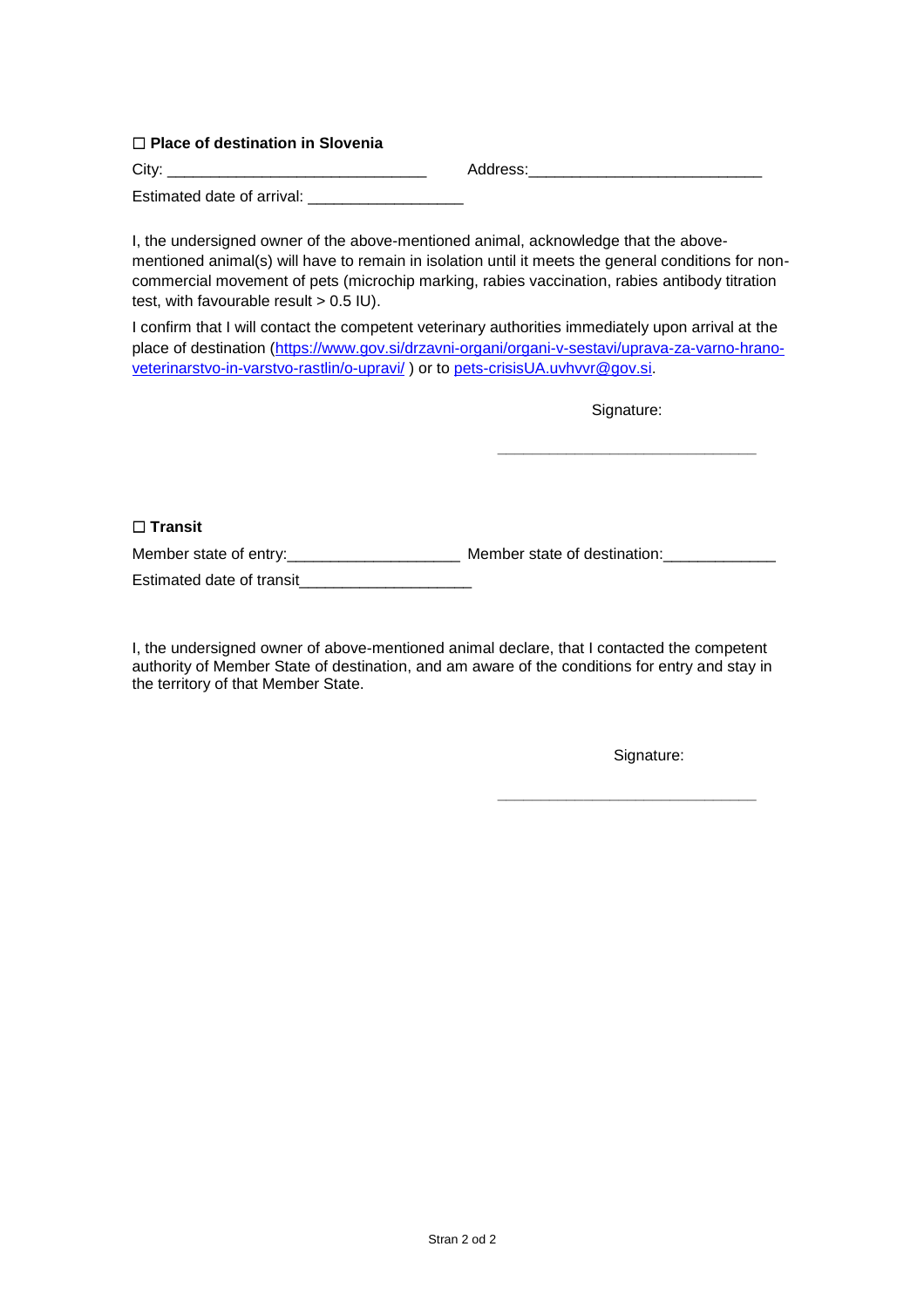☐ **Place of destination in Slovenia**

City: ______________________________ Address:___________________________

Estimated date of arrival: __________________

I, the undersigned owner of the above-mentioned animal, acknowledge that the above-mentioned animal(s) will have to remain in isolation until it meets the general conditions for non-commercial movement of pets (microchip marking, rabies vaccination, rabies antibody titration test, with favourable result > 0.5 IU).

I confirm that I will contact the competent veterinary authorities immediately upon arrival at the place of destination (https://www.gov.si/drzavni-organi/organi-v-sestavi/uprava-za-varno-hrano-veterinarstvo-in-varstvo-rastlin/o-upravi/ ) or to pets-crisisUA.uvhvvr@gov.si.

Signature:

______________________________

☐ **Transit**

Member state of entry:____________________ Member state of destination:_____________

Estimated date of transit____________________

I, the undersigned owner of above-mentioned animal declare, that I contacted the competent authority of Member State of destination, and am aware of the conditions for entry and stay in the territory of that Member State.

Signature:

______________________________